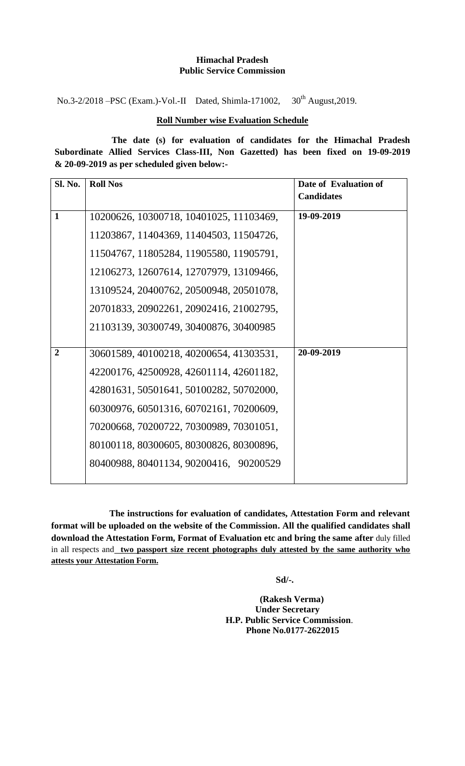**Himachal Pradesh**
**Public Service Commission**

No.3-2/2018 –PSC (Exam.)-Vol.-II Dated, Shimla-171002, 30th August,2019.

**Roll Number wise Evaluation Schedule**

**The date (s) for evaluation of candidates for the Himachal Pradesh Subordinate Allied Services Class-III, Non Gazetted) has been fixed on 19-09-2019 & 20-09-2019 as per scheduled given below:-**

| Sl. No. | Roll Nos | Date of Evaluation of Candidates |
|---|---|---|
| 1 | 10200626, 10300718, 10401025, 11103469, 11203867, 11404369, 11404503, 11504726, 11504767, 11805284, 11905580, 11905791, 12106273, 12607614, 12707979, 13109466, 13109524, 20400762, 20500948, 20501078, 20701833, 20902261, 20902416, 21002795, 21103139, 30300749, 30400876, 30400985 | 19-09-2019 |
| 2 | 30601589, 40100218, 40200654, 41303531, 42200176, 42500928, 42601114, 42601182, 42801631, 50501641, 50100282, 50702000, 60300976, 60501316, 60702161, 70200609, 70200668, 70200722, 70300989, 70301051, 80100118, 80300605, 80300826, 80300896, 80400988, 80401134, 90200416, 90200529 | 20-09-2019 |

**The instructions for evaluation of candidates, Attestation Form and relevant format will be uploaded on the website of the Commission. All the qualified candidates shall download the Attestation Form, Format of Evaluation etc and bring the same after** duly filled in all respects and **two passport size recent photographs duly attested by the same authority who attests your Attestation Form.**

**Sd/-.**

**(Rakesh Verma)**
**Under Secretary**
**H.P. Public Service Commission.**
**Phone No.0177-2622015**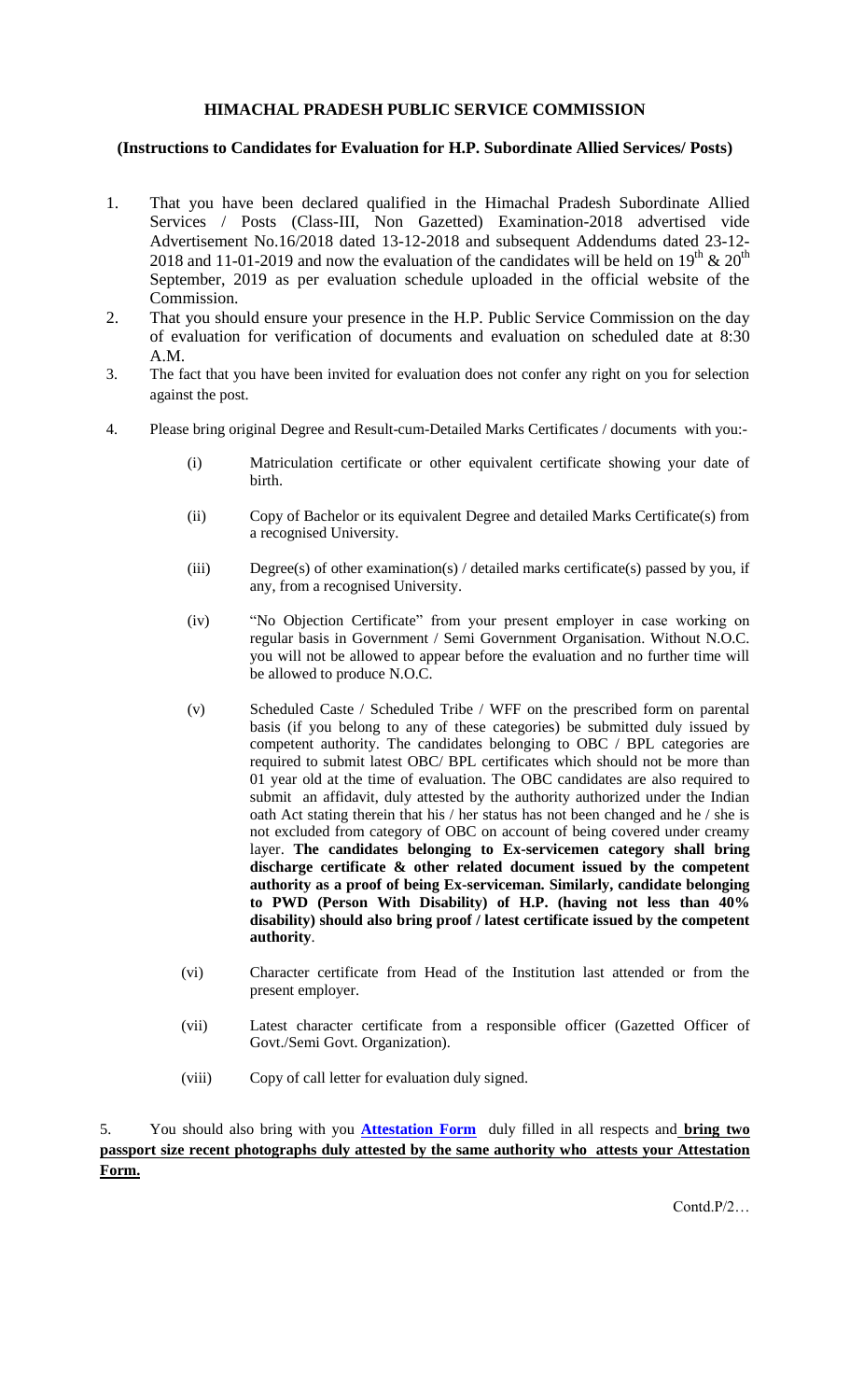**HIMACHAL PRADESH PUBLIC SERVICE COMMISSION**

**(Instructions to Candidates for Evaluation for H.P. Subordinate Allied Services/ Posts)**

1. That you have been declared qualified in the Himachal Pradesh Subordinate Allied Services / Posts (Class-III, Non Gazetted) Examination-2018 advertised vide Advertisement No.16/2018 dated 13-12-2018 and subsequent Addendums dated 23-12-2018 and 11-01-2019 and now the evaluation of the candidates will be held on 19th & 20th September, 2019 as per evaluation schedule uploaded in the official website of the Commission.
2. That you should ensure your presence in the H.P. Public Service Commission on the day of evaluation for verification of documents and evaluation on scheduled date at 8:30 A.M.
3. The fact that you have been invited for evaluation does not confer any right on you for selection against the post.
4. Please bring original Degree and Result-cum-Detailed Marks Certificates / documents with you:-

   (i) Matriculation certificate or other equivalent certificate showing your date of birth.

   (ii) Copy of Bachelor or its equivalent Degree and detailed Marks Certificate(s) from a recognised University.

   (iii) Degree(s) of other examination(s) / detailed marks certificate(s) passed by you, if any, from a recognised University.

   (iv) "No Objection Certificate" from your present employer in case working on regular basis in Government / Semi Government Organisation. Without N.O.C. you will not be allowed to appear before the evaluation and no further time will be allowed to produce N.O.C.

   (v) Scheduled Caste / Scheduled Tribe / WFF on the prescribed form on parental basis (if you belong to any of these categories) be submitted duly issued by competent authority. The candidates belonging to OBC / BPL categories are required to submit latest OBC/ BPL certificates which should not be more than 01 year old at the time of evaluation. The OBC candidates are also required to submit an affidavit, duly attested by the authority authorized under the Indian oath Act stating therein that his / her status has not been changed and he / she is not excluded from category of OBC on account of being covered under creamy layer. **The candidates belonging to Ex-servicemen category shall bring discharge certificate & other related document issued by the competent authority as a proof of being Ex-serviceman. Similarly, candidate belonging to PWD (Person With Disability) of H.P. (having not less than 40% disability) should also bring proof / latest certificate issued by the competent authority**.

   (vi) Character certificate from Head of the Institution last attended or from the present employer.

   (vii) Latest character certificate from a responsible officer (Gazetted Officer of Govt./Semi Govt. Organization).

   (viii) Copy of call letter for evaluation duly signed.

5. You should also bring with you **Attestation Form** duly filled in all respects and **bring two passport size recent photographs duly attested by the same authority who attests your Attestation Form.**

Contd.P/2…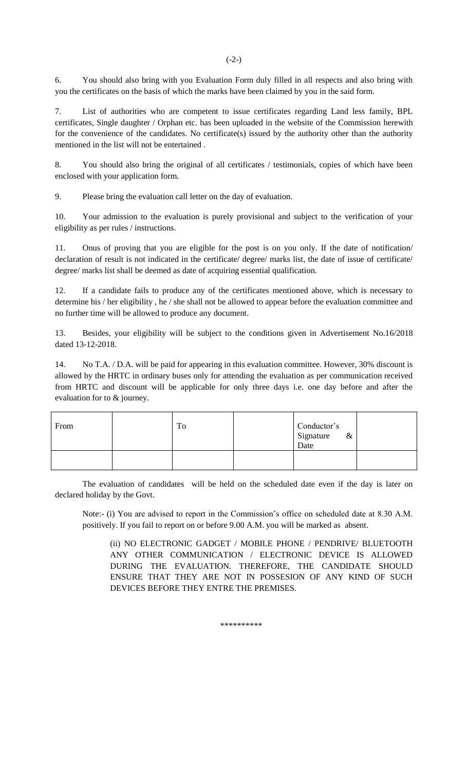6. You should also bring with you Evaluation Form duly filled in all respects and also bring with you the certificates on the basis of which the marks have been claimed by you in the said form.

7. List of authorities who are competent to issue certificates regarding Land less family, BPL certificates, Single daughter / Orphan etc. has been uploaded in the website of the Commission herewith for the convenience of the candidates. No certificate(s) issued by the authority other than the authority mentioned in the list will not be entertained .

8. You should also bring the original of all certificates / testimonials, copies of which have been enclosed with your application form.

9. Please bring the evaluation call letter on the day of evaluation.

10. Your admission to the evaluation is purely provisional and subject to the verification of your eligibility as per rules / instructions.

11. Onus of proving that you are eligible for the post is on you only. If the date of notification/ declaration of result is not indicated in the certificate/ degree/ marks list, the date of issue of certificate/ degree/ marks list shall be deemed as date of acquiring essential qualification.

12. If a candidate fails to produce any of the certificates mentioned above, which is necessary to determine his / her eligibility , he / she shall not be allowed to appear before the evaluation committee and no further time will be allowed to produce any document.

13. Besides, your eligibility will be subject to the conditions given in Advertisement No.16/2018 dated 13-12-2018.

14. No T.A. / D.A. will be paid for appearing in this evaluation committee. However, 30% discount is allowed by the HRTC in ordinary buses only for attending the evaluation as per communication received from HRTC and discount will be applicable for only three days i.e. one day before and after the evaluation for to & journey.

| From | | To | | Conductor's Signature & Date | |
|---|---|---|---|---|---|
| | | | | | |

The evaluation of candidates will be held on the scheduled date even if the day is later on declared holiday by the Govt.

Note:- (i) You are advised to report in the Commission's office on scheduled date at 8.30 A.M. positively. If you fail to report on or before 9.00 A.M. you will be marked as absent.

(ii) NO ELECTRONIC GADGET / MOBILE PHONE / PENDRIVE/ BLUETOOTH ANY OTHER COMMUNICATION / ELECTRONIC DEVICE IS ALLOWED DURING THE EVALUATION. THEREFORE, THE CANDIDATE SHOULD ENSURE THAT THEY ARE NOT IN POSSESION OF ANY KIND OF SUCH DEVICES BEFORE THEY ENTRE THE PREMISES.

**********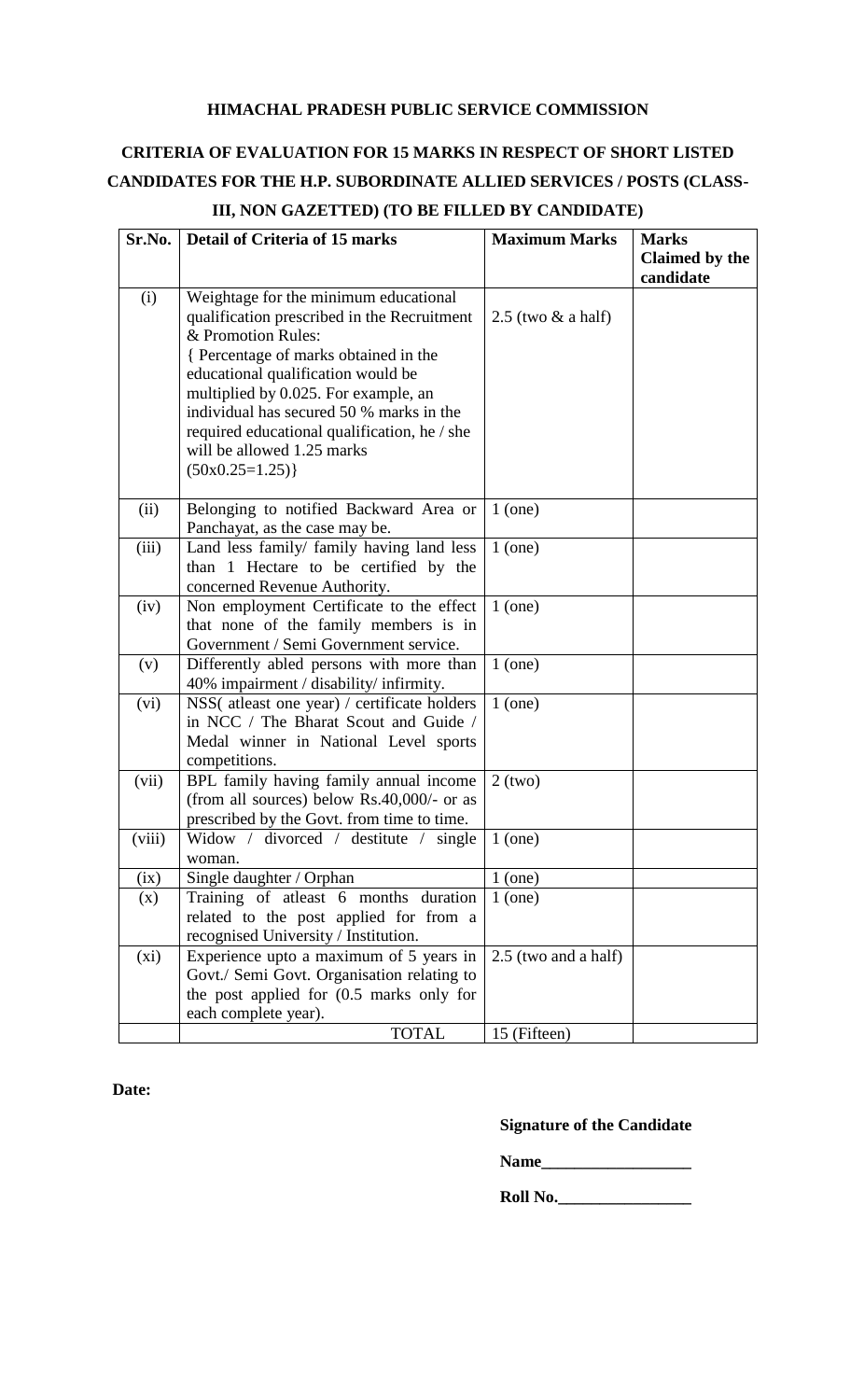**HIMACHAL PRADESH PUBLIC SERVICE COMMISSION**

**CRITERIA OF EVALUATION FOR 15 MARKS IN RESPECT OF SHORT LISTED CANDIDATES FOR THE H.P. SUBORDINATE ALLIED SERVICES / POSTS (CLASS-III, NON GAZETTED) (TO BE FILLED BY CANDIDATE)**

| Sr.No. | Detail of Criteria of 15 marks | Maximum Marks | Marks Claimed by the candidate |
|---|---|---|---|
| (i) | Weightage for the minimum educational qualification prescribed in the Recruitment & Promotion Rules: { Percentage of marks obtained in the educational qualification would be multiplied by 0.025. For example, an individual has secured 50 % marks in the required educational qualification, he / she will be allowed 1.25 marks (50x0.25=1.25)} | 2.5 (two & a half) | |
| (ii) | Belonging to notified Backward Area or Panchayat, as the case may be. | 1 (one) | |
| (iii) | Land less family/ family having land less than 1 Hectare to be certified by the concerned Revenue Authority. | 1 (one) | |
| (iv) | Non employment Certificate to the effect that none of the family members is in Government / Semi Government service. | 1 (one) | |
| (v) | Differently abled persons with more than 40% impairment / disability/ infirmity. | 1 (one) | |
| (vi) | NSS( atleast one year) / certificate holders in NCC / The Bharat Scout and Guide / Medal winner in National Level sports competitions. | 1 (one) | |
| (vii) | BPL family having family annual income (from all sources) below Rs.40,000/- or as prescribed by the Govt. from time to time. | 2 (two) | |
| (viii) | Widow / divorced / destitute / single woman. | 1 (one) | |
| (ix) | Single daughter / Orphan | 1 (one) | |
| (x) | Training of atleast 6 months duration related to the post applied for from a recognised University / Institution. | 1 (one) | |
| (xi) | Experience upto a maximum of 5 years in Govt./ Semi Govt. Organisation relating to the post applied for (0.5 marks only for each complete year). | 2.5 (two and a half) | |
| | TOTAL | 15 (Fifteen) | |

**Date:**

**Signature of the Candidate**

**Name__________________**

**Roll No.________________**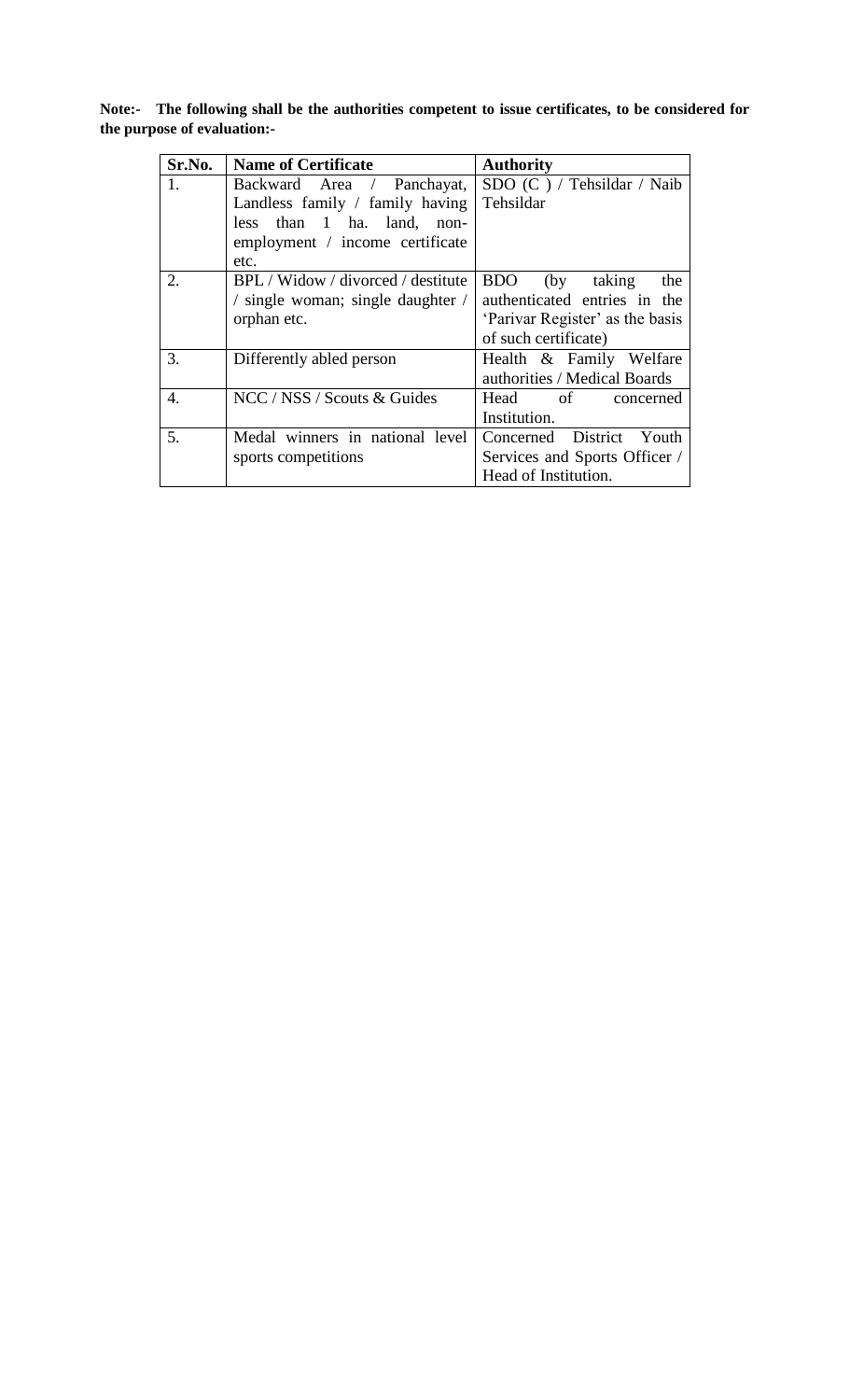**Note:- The following shall be the authorities competent to issue certificates, to be considered for the purpose of evaluation:-**

| Sr.No. | Name of Certificate | Authority |
|---|---|---|
| 1. | Backward Area / Panchayat, Landless family / family having less than 1 ha. land, non-employment / income certificate etc. | SDO (C ) / Tehsildar / Naib Tehsildar |
| 2. | BPL / Widow / divorced / destitute / single woman; single daughter / orphan etc. | BDO (by taking the authenticated entries in the 'Parivar Register' as the basis of such certificate) |
| 3. | Differently abled person | Health & Family Welfare authorities / Medical Boards |
| 4. | NCC / NSS / Scouts & Guides | Head of concerned Institution. |
| 5. | Medal winners in national level sports competitions | Concerned District Youth Services and Sports Officer / Head of Institution. |